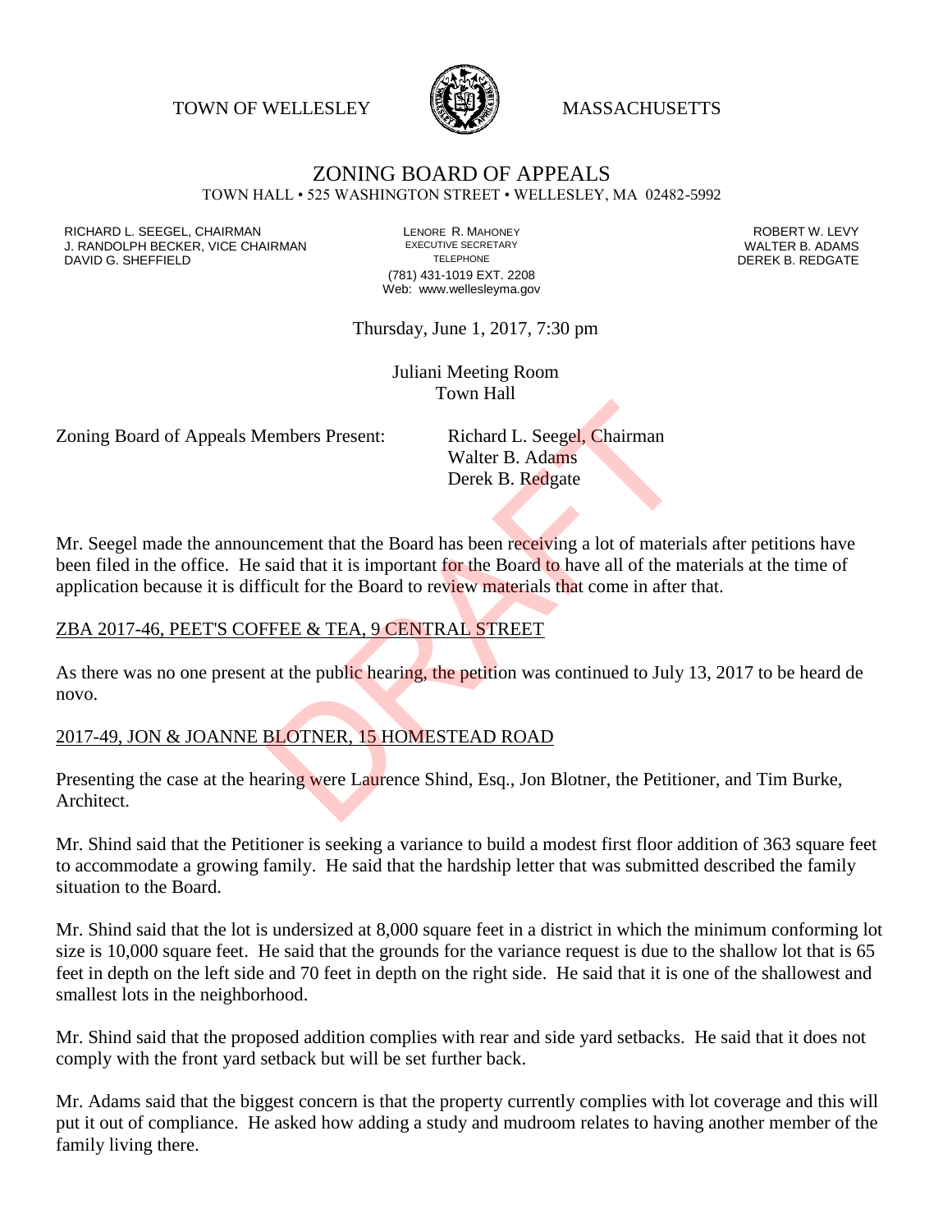TOWN OF WELLESLEY MASSACHUSETTS

# ZONING BOARD OF APPEALS

TOWN HALL • 525 WASHINGTON STREET • WELLESLEY, MA 02482-5992

RICHARD L. SEEGEL, CHAIRMAN
J. RANDOLPH BECKER, VICE CHAIRMAN
DAVID G. SHEFFIELD

LENORE R. MAHONEY
EXECUTIVE SECRETARY
TELEPHONE
(781) 431-1019 EXT. 2208
Web: www.wellesleyma.gov

ROBERT W. LEVY
WALTER B. ADAMS
DEREK B. REDGATE

Thursday, June 1, 2017, 7:30 pm

Juliani Meeting Room
Town Hall

Zoning Board of Appeals Members Present: Richard L. Seegel, Chairman
Walter B. Adams
Derek B. Redgate

Mr. Seegel made the announcement that the Board has been receiving a lot of materials after petitions have been filed in the office. He said that it is important for the Board to have all of the materials at the time of application because it is difficult for the Board to review materials that come in after that.

ZBA 2017-46, PEET'S COFFEE & TEA, 9 CENTRAL STREET

As there was no one present at the public hearing, the petition was continued to July 13, 2017 to be heard de novo.

2017-49, JON & JOANNE BLOTNER, 15 HOMESTEAD ROAD

Presenting the case at the hearing were Laurence Shind, Esq., Jon Blotner, the Petitioner, and Tim Burke, Architect.

Mr. Shind said that the Petitioner is seeking a variance to build a modest first floor addition of 363 square feet to accommodate a growing family. He said that the hardship letter that was submitted described the family situation to the Board.

Mr. Shind said that the lot is undersized at 8,000 square feet in a district in which the minimum conforming lot size is 10,000 square feet. He said that the grounds for the variance request is due to the shallow lot that is 65 feet in depth on the left side and 70 feet in depth on the right side. He said that it is one of the shallowest and smallest lots in the neighborhood.

Mr. Shind said that the proposed addition complies with rear and side yard setbacks. He said that it does not comply with the front yard setback but will be set further back.

Mr. Adams said that the biggest concern is that the property currently complies with lot coverage and this will put it out of compliance. He asked how adding a study and mudroom relates to having another member of the family living there.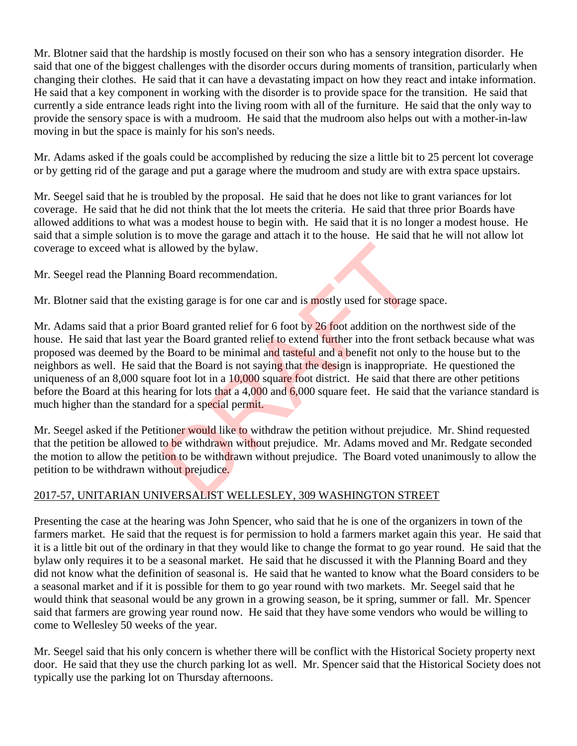Mr. Blotner said that the hardship is mostly focused on their son who has a sensory integration disorder. He said that one of the biggest challenges with the disorder occurs during moments of transition, particularly when changing their clothes. He said that it can have a devastating impact on how they react and intake information. He said that a key component in working with the disorder is to provide space for the transition. He said that currently a side entrance leads right into the living room with all of the furniture. He said that the only way to provide the sensory space is with a mudroom. He said that the mudroom also helps out with a mother-in-law moving in but the space is mainly for his son's needs.

Mr. Adams asked if the goals could be accomplished by reducing the size a little bit to 25 percent lot coverage or by getting rid of the garage and put a garage where the mudroom and study are with extra space upstairs.

Mr. Seegel said that he is troubled by the proposal. He said that he does not like to grant variances for lot coverage. He said that he did not think that the lot meets the criteria. He said that three prior Boards have allowed additions to what was a modest house to begin with. He said that it is no longer a modest house. He said that a simple solution is to move the garage and attach it to the house. He said that he will not allow lot coverage to exceed what is allowed by the bylaw.

Mr. Seegel read the Planning Board recommendation.

Mr. Blotner said that the existing garage is for one car and is mostly used for storage space.

Mr. Adams said that a prior Board granted relief for 6 foot by 26 foot addition on the northwest side of the house. He said that last year the Board granted relief to extend further into the front setback because what was proposed was deemed by the Board to be minimal and tasteful and a benefit not only to the house but to the neighbors as well. He said that the Board is not saying that the design is inappropriate. He questioned the uniqueness of an 8,000 square foot lot in a 10,000 square foot district. He said that there are other petitions before the Board at this hearing for lots that a 4,000 and 6,000 square feet. He said that the variance standard is much higher than the standard for a special permit.

Mr. Seegel asked if the Petitioner would like to withdraw the petition without prejudice. Mr. Shind requested that the petition be allowed to be withdrawn without prejudice. Mr. Adams moved and Mr. Redgate seconded the motion to allow the petition to be withdrawn without prejudice. The Board voted unanimously to allow the petition to be withdrawn without prejudice.

2017-57, UNITARIAN UNIVERSALIST WELLESLEY, 309 WASHINGTON STREET

Presenting the case at the hearing was John Spencer, who said that he is one of the organizers in town of the farmers market. He said that the request is for permission to hold a farmers market again this year. He said that it is a little bit out of the ordinary in that they would like to change the format to go year round. He said that the bylaw only requires it to be a seasonal market. He said that he discussed it with the Planning Board and they did not know what the definition of seasonal is. He said that he wanted to know what the Board considers to be a seasonal market and if it is possible for them to go year round with two markets. Mr. Seegel said that he would think that seasonal would be any grown in a growing season, be it spring, summer or fall. Mr. Spencer said that farmers are growing year round now. He said that they have some vendors who would be willing to come to Wellesley 50 weeks of the year.

Mr. Seegel said that his only concern is whether there will be conflict with the Historical Society property next door. He said that they use the church parking lot as well. Mr. Spencer said that the Historical Society does not typically use the parking lot on Thursday afternoons.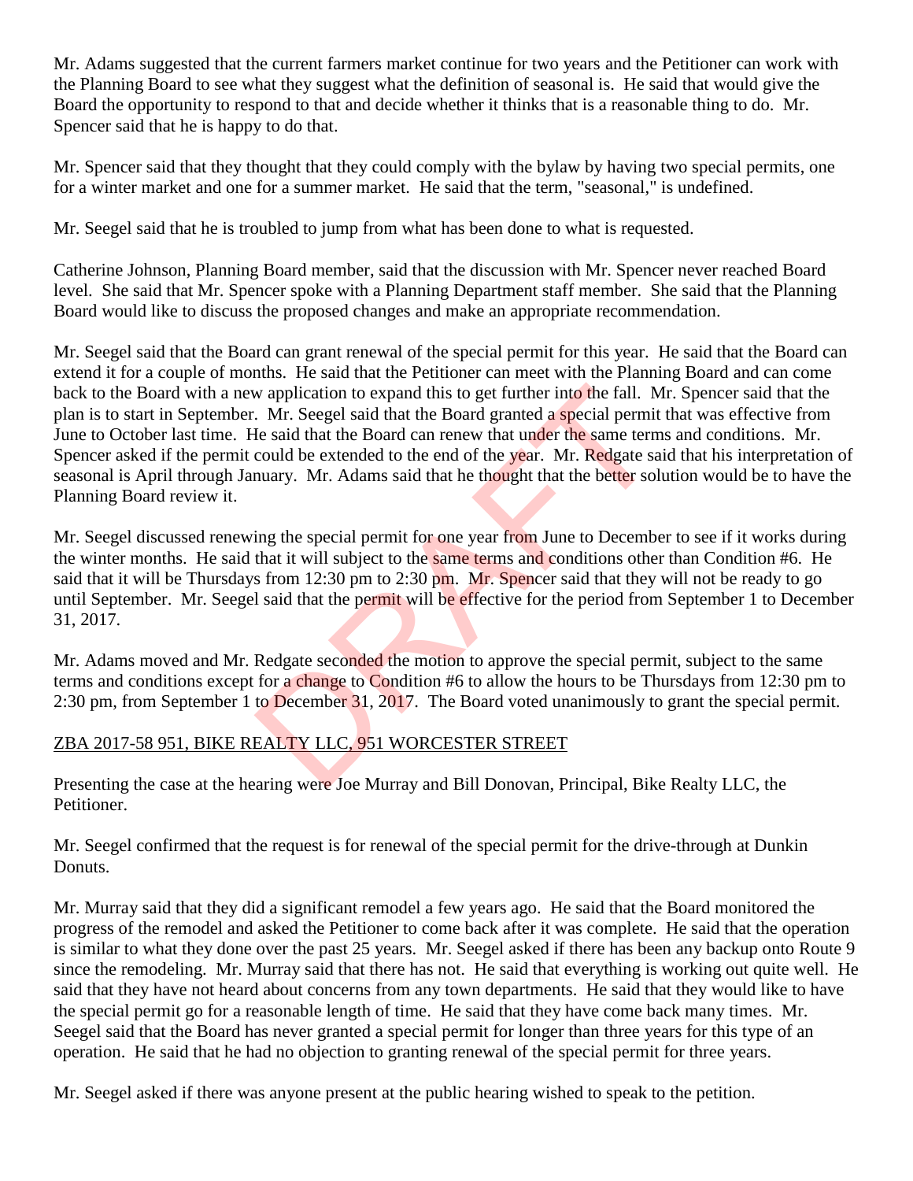Mr. Adams suggested that the current farmers market continue for two years and the Petitioner can work with the Planning Board to see what they suggest what the definition of seasonal is. He said that would give the Board the opportunity to respond to that and decide whether it thinks that is a reasonable thing to do. Mr. Spencer said that he is happy to do that.

Mr. Spencer said that they thought that they could comply with the bylaw by having two special permits, one for a winter market and one for a summer market. He said that the term, "seasonal," is undefined.

Mr. Seegel said that he is troubled to jump from what has been done to what is requested.

Catherine Johnson, Planning Board member, said that the discussion with Mr. Spencer never reached Board level. She said that Mr. Spencer spoke with a Planning Department staff member. She said that the Planning Board would like to discuss the proposed changes and make an appropriate recommendation.

Mr. Seegel said that the Board can grant renewal of the special permit for this year. He said that the Board can extend it for a couple of months. He said that the Petitioner can meet with the Planning Board and can come back to the Board with a new application to expand this to get further into the fall. Mr. Spencer said that the plan is to start in September. Mr. Seegel said that the Board granted a special permit that was effective from June to October last time. He said that the Board can renew that under the same terms and conditions. Mr. Spencer asked if the permit could be extended to the end of the year. Mr. Redgate said that his interpretation of seasonal is April through January. Mr. Adams said that he thought that the better solution would be to have the Planning Board review it.

Mr. Seegel discussed renewing the special permit for one year from June to December to see if it works during the winter months. He said that it will subject to the same terms and conditions other than Condition #6. He said that it will be Thursdays from 12:30 pm to 2:30 pm. Mr. Spencer said that they will not be ready to go until September. Mr. Seegel said that the permit will be effective for the period from September 1 to December 31, 2017.

Mr. Adams moved and Mr. Redgate seconded the motion to approve the special permit, subject to the same terms and conditions except for a change to Condition #6 to allow the hours to be Thursdays from 12:30 pm to 2:30 pm, from September 1 to December 31, 2017. The Board voted unanimously to grant the special permit.

ZBA 2017-58 951, BIKE REALTY LLC, 951 WORCESTER STREET

Presenting the case at the hearing were Joe Murray and Bill Donovan, Principal, Bike Realty LLC, the Petitioner.

Mr. Seegel confirmed that the request is for renewal of the special permit for the drive-through at Dunkin Donuts.

Mr. Murray said that they did a significant remodel a few years ago. He said that the Board monitored the progress of the remodel and asked the Petitioner to come back after it was complete. He said that the operation is similar to what they done over the past 25 years. Mr. Seegel asked if there has been any backup onto Route 9 since the remodeling. Mr. Murray said that there has not. He said that everything is working out quite well. He said that they have not heard about concerns from any town departments. He said that they would like to have the special permit go for a reasonable length of time. He said that they have come back many times. Mr. Seegel said that the Board has never granted a special permit for longer than three years for this type of an operation. He said that he had no objection to granting renewal of the special permit for three years.

Mr. Seegel asked if there was anyone present at the public hearing wished to speak to the petition.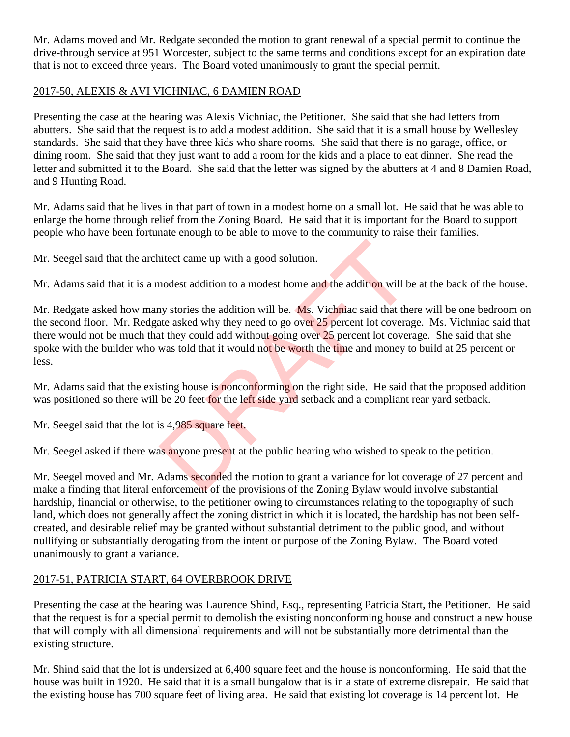Mr. Adams moved and Mr. Redgate seconded the motion to grant renewal of a special permit to continue the drive-through service at 951 Worcester, subject to the same terms and conditions except for an expiration date that is not to exceed three years. The Board voted unanimously to grant the special permit.

2017-50, ALEXIS & AVI VICHNIAC, 6 DAMIEN ROAD

Presenting the case at the hearing was Alexis Vichniac, the Petitioner. She said that she had letters from abutters. She said that the request is to add a modest addition. She said that it is a small house by Wellesley standards. She said that they have three kids who share rooms. She said that there is no garage, office, or dining room. She said that they just want to add a room for the kids and a place to eat dinner. She read the letter and submitted it to the Board. She said that the letter was signed by the abutters at 4 and 8 Damien Road, and 9 Hunting Road.

Mr. Adams said that he lives in that part of town in a modest home on a small lot. He said that he was able to enlarge the home through relief from the Zoning Board. He said that it is important for the Board to support people who have been fortunate enough to be able to move to the community to raise their families.

Mr. Seegel said that the architect came up with a good solution.

Mr. Adams said that it is a modest addition to a modest home and the addition will be at the back of the house.

Mr. Redgate asked how many stories the addition will be. Ms. Vichniac said that there will be one bedroom on the second floor. Mr. Redgate asked why they need to go over 25 percent lot coverage. Ms. Vichniac said that there would not be much that they could add without going over 25 percent lot coverage. She said that she spoke with the builder who was told that it would not be worth the time and money to build at 25 percent or less.

Mr. Adams said that the existing house is nonconforming on the right side. He said that the proposed addition was positioned so there will be 20 feet for the left side yard setback and a compliant rear yard setback.

Mr. Seegel said that the lot is 4,985 square feet.

Mr. Seegel asked if there was anyone present at the public hearing who wished to speak to the petition.

Mr. Seegel moved and Mr. Adams seconded the motion to grant a variance for lot coverage of 27 percent and make a finding that literal enforcement of the provisions of the Zoning Bylaw would involve substantial hardship, financial or otherwise, to the petitioner owing to circumstances relating to the topography of such land, which does not generally affect the zoning district in which it is located, the hardship has not been self-created, and desirable relief may be granted without substantial detriment to the public good, and without nullifying or substantially derogating from the intent or purpose of the Zoning Bylaw. The Board voted unanimously to grant a variance.

2017-51, PATRICIA START, 64 OVERBROOK DRIVE

Presenting the case at the hearing was Laurence Shind, Esq., representing Patricia Start, the Petitioner. He said that the request is for a special permit to demolish the existing nonconforming house and construct a new house that will comply with all dimensional requirements and will not be substantially more detrimental than the existing structure.

Mr. Shind said that the lot is undersized at 6,400 square feet and the house is nonconforming. He said that the house was built in 1920. He said that it is a small bungalow that is in a state of extreme disrepair. He said that the existing house has 700 square feet of living area. He said that existing lot coverage is 14 percent lot. He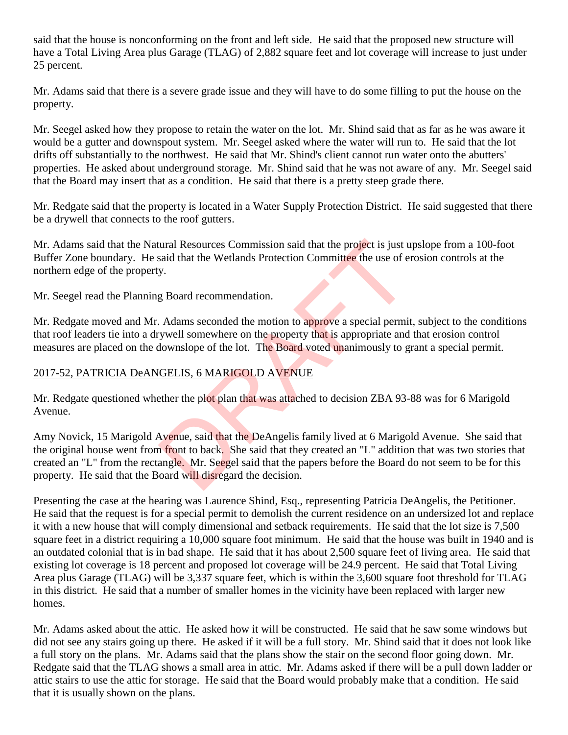said that the house is nonconforming on the front and left side. He said that the proposed new structure will have a Total Living Area plus Garage (TLAG) of 2,882 square feet and lot coverage will increase to just under 25 percent.

Mr. Adams said that there is a severe grade issue and they will have to do some filling to put the house on the property.

Mr. Seegel asked how they propose to retain the water on the lot. Mr. Shind said that as far as he was aware it would be a gutter and downspout system. Mr. Seegel asked where the water will run to. He said that the lot drifts off substantially to the northwest. He said that Mr. Shind's client cannot run water onto the abutters' properties. He asked about underground storage. Mr. Shind said that he was not aware of any. Mr. Seegel said that the Board may insert that as a condition. He said that there is a pretty steep grade there.

Mr. Redgate said that the property is located in a Water Supply Protection District. He said suggested that there be a drywell that connects to the roof gutters.

Mr. Adams said that the Natural Resources Commission said that the project is just upslope from a 100-foot Buffer Zone boundary. He said that the Wetlands Protection Committee the use of erosion controls at the northern edge of the property.

Mr. Seegel read the Planning Board recommendation.

Mr. Redgate moved and Mr. Adams seconded the motion to approve a special permit, subject to the conditions that roof leaders tie into a drywell somewhere on the property that is appropriate and that erosion control measures are placed on the downslope of the lot. The Board voted unanimously to grant a special permit.

<u>2017-52, PATRICIA DeANGELIS, 6 MARIGOLD AVENUE</u>

Mr. Redgate questioned whether the plot plan that was attached to decision ZBA 93-88 was for 6 Marigold Avenue.

Amy Novick, 15 Marigold Avenue, said that the DeAngelis family lived at 6 Marigold Avenue. She said that the original house went from front to back. She said that they created an "L" addition that was two stories that created an "L" from the rectangle. Mr. Seegel said that the papers before the Board do not seem to be for this property. He said that the Board will disregard the decision.

Presenting the case at the hearing was Laurence Shind, Esq., representing Patricia DeAngelis, the Petitioner. He said that the request is for a special permit to demolish the current residence on an undersized lot and replace it with a new house that will comply dimensional and setback requirements. He said that the lot size is 7,500 square feet in a district requiring a 10,000 square foot minimum. He said that the house was built in 1940 and is an outdated colonial that is in bad shape. He said that it has about 2,500 square feet of living area. He said that existing lot coverage is 18 percent and proposed lot coverage will be 24.9 percent. He said that Total Living Area plus Garage (TLAG) will be 3,337 square feet, which is within the 3,600 square foot threshold for TLAG in this district. He said that a number of smaller homes in the vicinity have been replaced with larger new homes.

Mr. Adams asked about the attic. He asked how it will be constructed. He said that he saw some windows but did not see any stairs going up there. He asked if it will be a full story. Mr. Shind said that it does not look like a full story on the plans. Mr. Adams said that the plans show the stair on the second floor going down. Mr. Redgate said that the TLAG shows a small area in attic. Mr. Adams asked if there will be a pull down ladder or attic stairs to use the attic for storage. He said that the Board would probably make that a condition. He said that it is usually shown on the plans.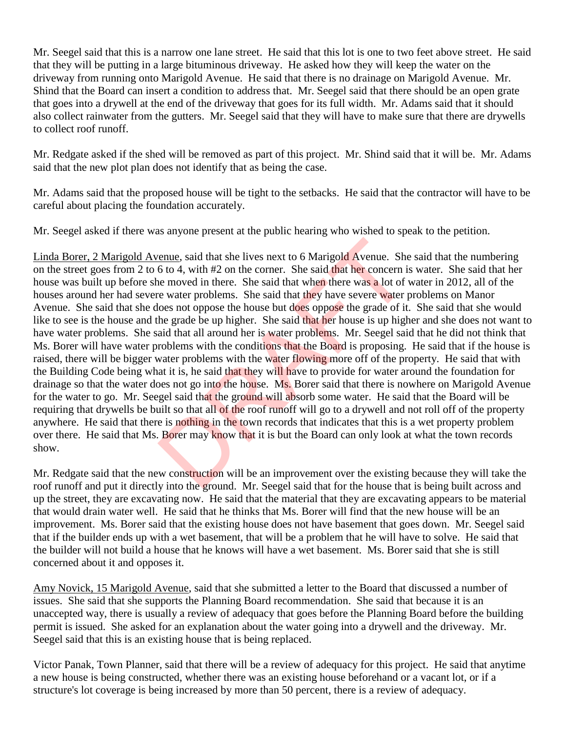Mr. Seegel said that this is a narrow one lane street. He said that this lot is one to two feet above street. He said that they will be putting in a large bituminous driveway. He asked how they will keep the water on the driveway from running onto Marigold Avenue. He said that there is no drainage on Marigold Avenue. Mr. Shind that the Board can insert a condition to address that. Mr. Seegel said that there should be an open grate that goes into a drywell at the end of the driveway that goes for its full width. Mr. Adams said that it should also collect rainwater from the gutters. Mr. Seegel said that they will have to make sure that there are drywells to collect roof runoff.

Mr. Redgate asked if the shed will be removed as part of this project. Mr. Shind said that it will be. Mr. Adams said that the new plot plan does not identify that as being the case.

Mr. Adams said that the proposed house will be tight to the setbacks. He said that the contractor will have to be careful about placing the foundation accurately.

Mr. Seegel asked if there was anyone present at the public hearing who wished to speak to the petition.

Linda Borer, 2 Marigold Avenue, said that she lives next to 6 Marigold Avenue. She said that the numbering on the street goes from 2 to 6 to 4, with #2 on the corner. She said that her concern is water. She said that her house was built up before she moved in there. She said that when there was a lot of water in 2012, all of the houses around her had severe water problems. She said that they have severe water problems on Manor Avenue. She said that she does not oppose the house but does oppose the grade of it. She said that she would like to see is the house and the grade be up higher. She said that her house is up higher and she does not want to have water problems. She said that all around her is water problems. Mr. Seegel said that he did not think that Ms. Borer will have water problems with the conditions that the Board is proposing. He said that if the house is raised, there will be bigger water problems with the water flowing more off of the property. He said that with the Building Code being what it is, he said that they will have to provide for water around the foundation for drainage so that the water does not go into the house. Ms. Borer said that there is nowhere on Marigold Avenue for the water to go. Mr. Seegel said that the ground will absorb some water. He said that the Board will be requiring that drywells be built so that all of the roof runoff will go to a drywell and not roll off of the property anywhere. He said that there is nothing in the town records that indicates that this is a wet property problem over there. He said that Ms. Borer may know that it is but the Board can only look at what the town records show.

Mr. Redgate said that the new construction will be an improvement over the existing because they will take the roof runoff and put it directly into the ground. Mr. Seegel said that for the house that is being built across and up the street, they are excavating now. He said that the material that they are excavating appears to be material that would drain water well. He said that he thinks that Ms. Borer will find that the new house will be an improvement. Ms. Borer said that the existing house does not have basement that goes down. Mr. Seegel said that if the builder ends up with a wet basement, that will be a problem that he will have to solve. He said that the builder will not build a house that he knows will have a wet basement. Ms. Borer said that she is still concerned about it and opposes it.

Amy Novick, 15 Marigold Avenue, said that she submitted a letter to the Board that discussed a number of issues. She said that she supports the Planning Board recommendation. She said that because it is an unaccepted way, there is usually a review of adequacy that goes before the Planning Board before the building permit is issued. She asked for an explanation about the water going into a drywell and the driveway. Mr. Seegel said that this is an existing house that is being replaced.

Victor Panak, Town Planner, said that there will be a review of adequacy for this project. He said that anytime a new house is being constructed, whether there was an existing house beforehand or a vacant lot, or if a structure's lot coverage is being increased by more than 50 percent, there is a review of adequacy.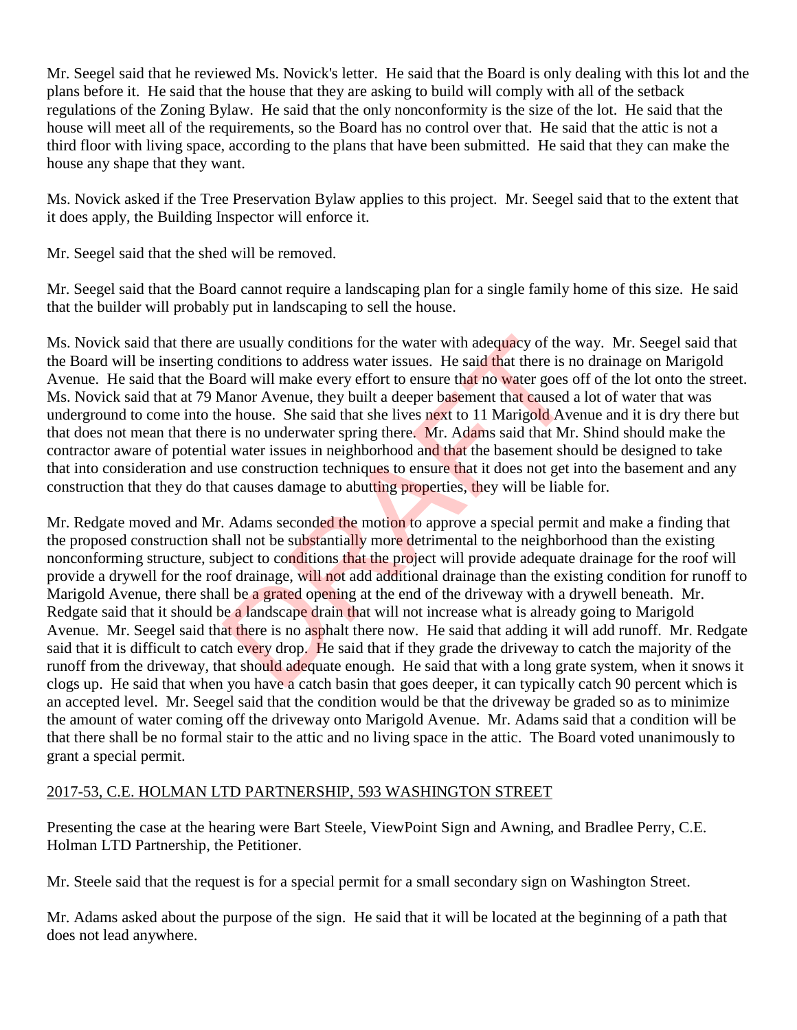Mr. Seegel said that he reviewed Ms. Novick's letter. He said that the Board is only dealing with this lot and the plans before it. He said that the house that they are asking to build will comply with all of the setback regulations of the Zoning Bylaw. He said that the only nonconformity is the size of the lot. He said that the house will meet all of the requirements, so the Board has no control over that. He said that the attic is not a third floor with living space, according to the plans that have been submitted. He said that they can make the house any shape that they want.

Ms. Novick asked if the Tree Preservation Bylaw applies to this project. Mr. Seegel said that to the extent that it does apply, the Building Inspector will enforce it.

Mr. Seegel said that the shed will be removed.

Mr. Seegel said that the Board cannot require a landscaping plan for a single family home of this size. He said that the builder will probably put in landscaping to sell the house.

Ms. Novick said that there are usually conditions for the water with adequacy of the way. Mr. Seegel said that the Board will be inserting conditions to address water issues. He said that there is no drainage on Marigold Avenue. He said that the Board will make every effort to ensure that no water goes off of the lot onto the street. Ms. Novick said that at 79 Manor Avenue, they built a deeper basement that caused a lot of water that was underground to come into the house. She said that she lives next to 11 Marigold Avenue and it is dry there but that does not mean that there is no underwater spring there. Mr. Adams said that Mr. Shind should make the contractor aware of potential water issues in neighborhood and that the basement should be designed to take that into consideration and use construction techniques to ensure that it does not get into the basement and any construction that they do that causes damage to abutting properties, they will be liable for.

Mr. Redgate moved and Mr. Adams seconded the motion to approve a special permit and make a finding that the proposed construction shall not be substantially more detrimental to the neighborhood than the existing nonconforming structure, subject to conditions that the project will provide adequate drainage for the roof will provide a drywell for the roof drainage, will not add additional drainage than the existing condition for runoff to Marigold Avenue, there shall be a grated opening at the end of the driveway with a drywell beneath. Mr. Redgate said that it should be a landscape drain that will not increase what is already going to Marigold Avenue. Mr. Seegel said that there is no asphalt there now. He said that adding it will add runoff. Mr. Redgate said that it is difficult to catch every drop. He said that if they grade the driveway to catch the majority of the runoff from the driveway, that should adequate enough. He said that with a long grate system, when it snows it clogs up. He said that when you have a catch basin that goes deeper, it can typically catch 90 percent which is an accepted level. Mr. Seegel said that the condition would be that the driveway be graded so as to minimize the amount of water coming off the driveway onto Marigold Avenue. Mr. Adams said that a condition will be that there shall be no formal stair to the attic and no living space in the attic. The Board voted unanimously to grant a special permit.

2017-53, C.E. HOLMAN LTD PARTNERSHIP, 593 WASHINGTON STREET

Presenting the case at the hearing were Bart Steele, ViewPoint Sign and Awning, and Bradlee Perry, C.E. Holman LTD Partnership, the Petitioner.

Mr. Steele said that the request is for a special permit for a small secondary sign on Washington Street.

Mr. Adams asked about the purpose of the sign. He said that it will be located at the beginning of a path that does not lead anywhere.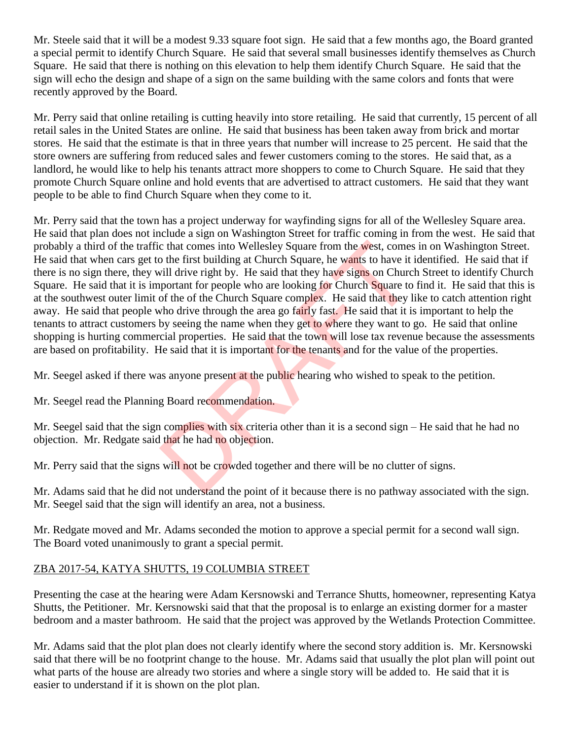Mr. Steele said that it will be a modest 9.33 square foot sign. He said that a few months ago, the Board granted a special permit to identify Church Square. He said that several small businesses identify themselves as Church Square. He said that there is nothing on this elevation to help them identify Church Square. He said that the sign will echo the design and shape of a sign on the same building with the same colors and fonts that were recently approved by the Board.

Mr. Perry said that online retailing is cutting heavily into store retailing. He said that currently, 15 percent of all retail sales in the United States are online. He said that business has been taken away from brick and mortar stores. He said that the estimate is that in three years that number will increase to 25 percent. He said that the store owners are suffering from reduced sales and fewer customers coming to the stores. He said that, as a landlord, he would like to help his tenants attract more shoppers to come to Church Square. He said that they promote Church Square online and hold events that are advertised to attract customers. He said that they want people to be able to find Church Square when they come to it.

Mr. Perry said that the town has a project underway for wayfinding signs for all of the Wellesley Square area. He said that plan does not include a sign on Washington Street for traffic coming in from the west. He said that probably a third of the traffic that comes into Wellesley Square from the west, comes in on Washington Street. He said that when cars get to the first building at Church Square, he wants to have it identified. He said that if there is no sign there, they will drive right by. He said that they have signs on Church Street to identify Church Square. He said that it is important for people who are looking for Church Square to find it. He said that this is at the southwest outer limit of the of the Church Square complex. He said that they like to catch attention right away. He said that people who drive through the area go fairly fast. He said that it is important to help the tenants to attract customers by seeing the name when they get to where they want to go. He said that online shopping is hurting commercial properties. He said that the town will lose tax revenue because the assessments are based on profitability. He said that it is important for the tenants and for the value of the properties.

Mr. Seegel asked if there was anyone present at the public hearing who wished to speak to the petition.

Mr. Seegel read the Planning Board recommendation.

Mr. Seegel said that the sign complies with six criteria other than it is a second sign – He said that he had no objection. Mr. Redgate said that he had no objection.

Mr. Perry said that the signs will not be crowded together and there will be no clutter of signs.

Mr. Adams said that he did not understand the point of it because there is no pathway associated with the sign. Mr. Seegel said that the sign will identify an area, not a business.

Mr. Redgate moved and Mr. Adams seconded the motion to approve a special permit for a second wall sign. The Board voted unanimously to grant a special permit.

## ZBA 2017-54, KATYA SHUTTS, 19 COLUMBIA STREET

Presenting the case at the hearing were Adam Kersnowski and Terrance Shutts, homeowner, representing Katya Shutts, the Petitioner. Mr. Kersnowski said that that the proposal is to enlarge an existing dormer for a master bedroom and a master bathroom. He said that the project was approved by the Wetlands Protection Committee.

Mr. Adams said that the plot plan does not clearly identify where the second story addition is. Mr. Kersnowski said that there will be no footprint change to the house. Mr. Adams said that usually the plot plan will point out what parts of the house are already two stories and where a single story will be added to. He said that it is easier to understand if it is shown on the plot plan.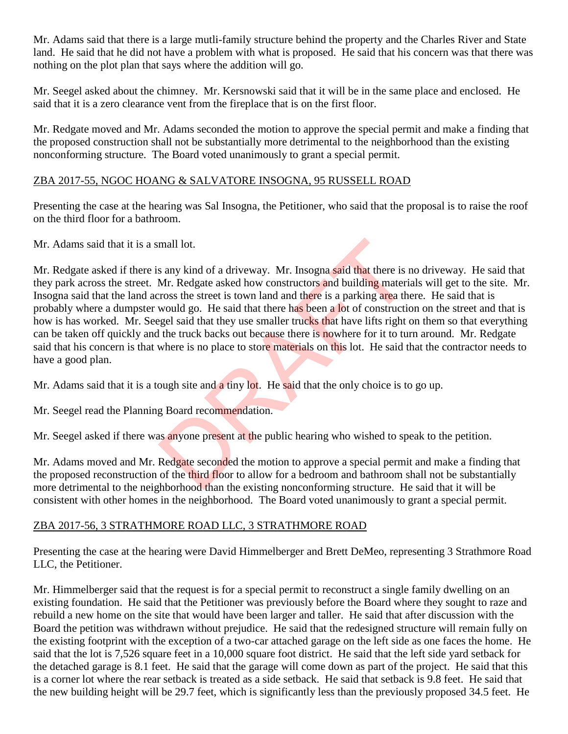Mr. Adams said that there is a large mutli-family structure behind the property and the Charles River and State land. He said that he did not have a problem with what is proposed. He said that his concern was that there was nothing on the plot plan that says where the addition will go.

Mr. Seegel asked about the chimney. Mr. Kersnowski said that it will be in the same place and enclosed. He said that it is a zero clearance vent from the fireplace that is on the first floor.

Mr. Redgate moved and Mr. Adams seconded the motion to approve the special permit and make a finding that the proposed construction shall not be substantially more detrimental to the neighborhood than the existing nonconforming structure. The Board voted unanimously to grant a special permit.

ZBA 2017-55, NGOC HOANG & SALVATORE INSOGNA, 95 RUSSELL ROAD

Presenting the case at the hearing was Sal Insogna, the Petitioner, who said that the proposal is to raise the roof on the third floor for a bathroom.

Mr. Adams said that it is a small lot.

Mr. Redgate asked if there is any kind of a driveway. Mr. Insogna said that there is no driveway. He said that they park across the street. Mr. Redgate asked how constructors and building materials will get to the site. Mr. Insogna said that the land across the street is town land and there is a parking area there. He said that is probably where a dumpster would go. He said that there has been a lot of construction on the street and that is how is has worked. Mr. Seegel said that they use smaller trucks that have lifts right on them so that everything can be taken off quickly and the truck backs out because there is nowhere for it to turn around. Mr. Redgate said that his concern is that where is no place to store materials on this lot. He said that the contractor needs to have a good plan.

Mr. Adams said that it is a tough site and a tiny lot. He said that the only choice is to go up.

Mr. Seegel read the Planning Board recommendation.

Mr. Seegel asked if there was anyone present at the public hearing who wished to speak to the petition.

Mr. Adams moved and Mr. Redgate seconded the motion to approve a special permit and make a finding that the proposed reconstruction of the third floor to allow for a bedroom and bathroom shall not be substantially more detrimental to the neighborhood than the existing nonconforming structure. He said that it will be consistent with other homes in the neighborhood. The Board voted unanimously to grant a special permit.

ZBA 2017-56, 3 STRATHMORE ROAD LLC, 3 STRATHMORE ROAD

Presenting the case at the hearing were David Himmelberger and Brett DeMeo, representing 3 Strathmore Road LLC, the Petitioner.

Mr. Himmelberger said that the request is for a special permit to reconstruct a single family dwelling on an existing foundation. He said that the Petitioner was previously before the Board where they sought to raze and rebuild a new home on the site that would have been larger and taller. He said that after discussion with the Board the petition was withdrawn without prejudice. He said that the redesigned structure will remain fully on the existing footprint with the exception of a two-car attached garage on the left side as one faces the home. He said that the lot is 7,526 square feet in a 10,000 square foot district. He said that the left side yard setback for the detached garage is 8.1 feet. He said that the garage will come down as part of the project. He said that this is a corner lot where the rear setback is treated as a side setback. He said that setback is 9.8 feet. He said that the new building height will be 29.7 feet, which is significantly less than the previously proposed 34.5 feet. He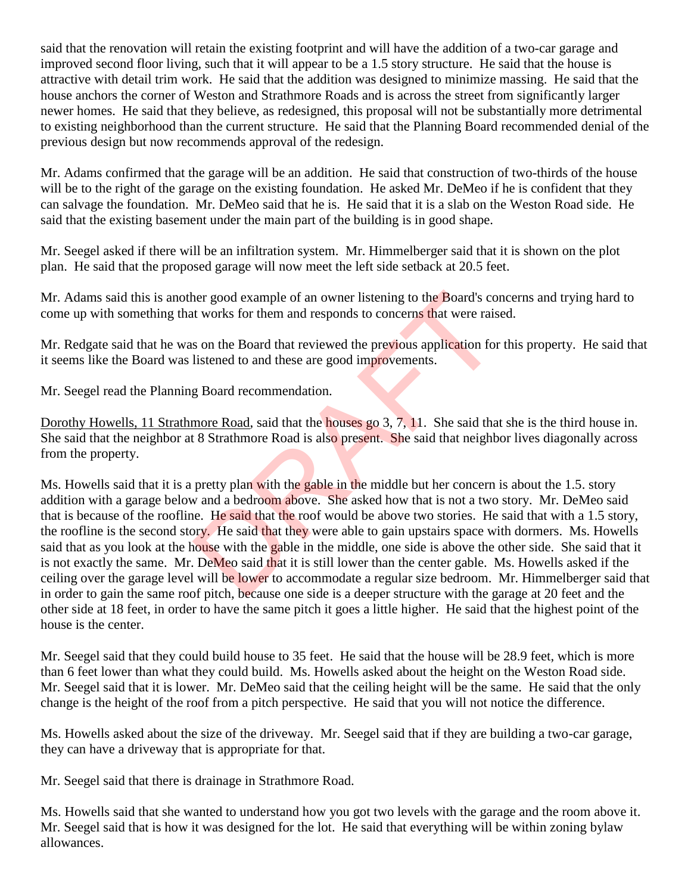said that the renovation will retain the existing footprint and will have the addition of a two-car garage and improved second floor living, such that it will appear to be a 1.5 story structure. He said that the house is attractive with detail trim work. He said that the addition was designed to minimize massing. He said that the house anchors the corner of Weston and Strathmore Roads and is across the street from significantly larger newer homes. He said that they believe, as redesigned, this proposal will not be substantially more detrimental to existing neighborhood than the current structure. He said that the Planning Board recommended denial of the previous design but now recommends approval of the redesign.

Mr. Adams confirmed that the garage will be an addition. He said that construction of two-thirds of the house will be to the right of the garage on the existing foundation. He asked Mr. DeMeo if he is confident that they can salvage the foundation. Mr. DeMeo said that he is. He said that it is a slab on the Weston Road side. He said that the existing basement under the main part of the building is in good shape.

Mr. Seegel asked if there will be an infiltration system. Mr. Himmelberger said that it is shown on the plot plan. He said that the proposed garage will now meet the left side setback at 20.5 feet.

Mr. Adams said this is another good example of an owner listening to the Board's concerns and trying hard to come up with something that works for them and responds to concerns that were raised.

Mr. Redgate said that he was on the Board that reviewed the previous application for this property. He said that it seems like the Board was listened to and these are good improvements.

Mr. Seegel read the Planning Board recommendation.

Dorothy Howells, 11 Strathmore Road, said that the houses go 3, 7, 11. She said that she is the third house in. She said that the neighbor at 8 Strathmore Road is also present. She said that neighbor lives diagonally across from the property.

Ms. Howells said that it is a pretty plan with the gable in the middle but her concern is about the 1.5. story addition with a garage below and a bedroom above. She asked how that is not a two story. Mr. DeMeo said that is because of the roofline. He said that the roof would be above two stories. He said that with a 1.5 story, the roofline is the second story. He said that they were able to gain upstairs space with dormers. Ms. Howells said that as you look at the house with the gable in the middle, one side is above the other side. She said that it is not exactly the same. Mr. DeMeo said that it is still lower than the center gable. Ms. Howells asked if the ceiling over the garage level will be lower to accommodate a regular size bedroom. Mr. Himmelberger said that in order to gain the same roof pitch, because one side is a deeper structure with the garage at 20 feet and the other side at 18 feet, in order to have the same pitch it goes a little higher. He said that the highest point of the house is the center.

Mr. Seegel said that they could build house to 35 feet. He said that the house will be 28.9 feet, which is more than 6 feet lower than what they could build. Ms. Howells asked about the height on the Weston Road side. Mr. Seegel said that it is lower. Mr. DeMeo said that the ceiling height will be the same. He said that the only change is the height of the roof from a pitch perspective. He said that you will not notice the difference.

Ms. Howells asked about the size of the driveway. Mr. Seegel said that if they are building a two-car garage, they can have a driveway that is appropriate for that.

Mr. Seegel said that there is drainage in Strathmore Road.

Ms. Howells said that she wanted to understand how you got two levels with the garage and the room above it. Mr. Seegel said that is how it was designed for the lot. He said that everything will be within zoning bylaw allowances.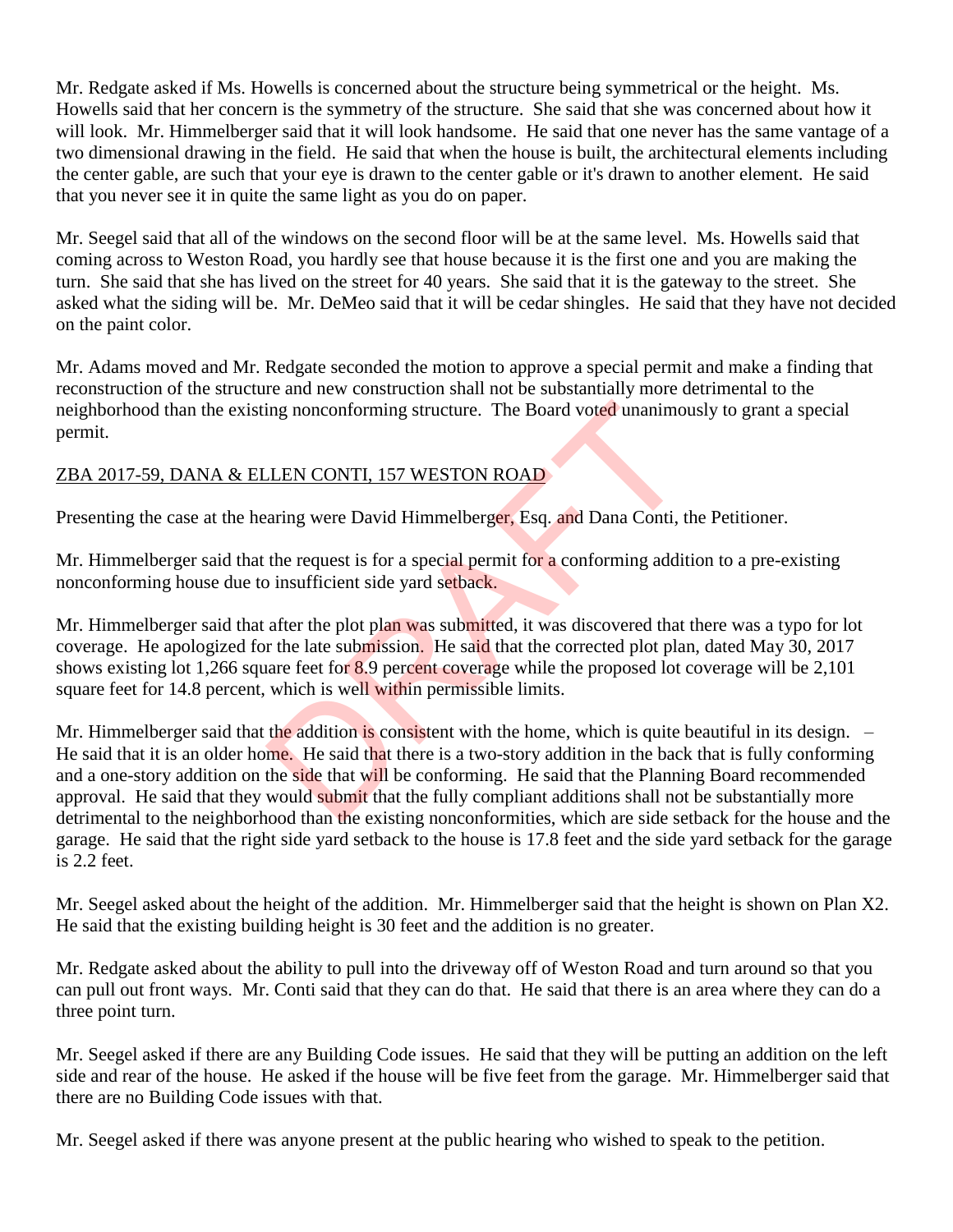Mr. Redgate asked if Ms. Howells is concerned about the structure being symmetrical or the height. Ms. Howells said that her concern is the symmetry of the structure. She said that she was concerned about how it will look. Mr. Himmelberger said that it will look handsome. He said that one never has the same vantage of a two dimensional drawing in the field. He said that when the house is built, the architectural elements including the center gable, are such that your eye is drawn to the center gable or it's drawn to another element. He said that you never see it in quite the same light as you do on paper.

Mr. Seegel said that all of the windows on the second floor will be at the same level. Ms. Howells said that coming across to Weston Road, you hardly see that house because it is the first one and you are making the turn. She said that she has lived on the street for 40 years. She said that it is the gateway to the street. She asked what the siding will be. Mr. DeMeo said that it will be cedar shingles. He said that they have not decided on the paint color.

Mr. Adams moved and Mr. Redgate seconded the motion to approve a special permit and make a finding that reconstruction of the structure and new construction shall not be substantially more detrimental to the neighborhood than the existing nonconforming structure. The Board voted unanimously to grant a special permit.

<u>ZBA 2017-59, DANA & ELLEN CONTI, 157 WESTON ROAD</u>

Presenting the case at the hearing were David Himmelberger, Esq. and Dana Conti, the Petitioner.

Mr. Himmelberger said that the request is for a special permit for a conforming addition to a pre-existing nonconforming house due to insufficient side yard setback.

Mr. Himmelberger said that after the plot plan was submitted, it was discovered that there was a typo for lot coverage. He apologized for the late submission. He said that the corrected plot plan, dated May 30, 2017 shows existing lot 1,266 square feet for 8.9 percent coverage while the proposed lot coverage will be 2,101 square feet for 14.8 percent, which is well within permissible limits.

Mr. Himmelberger said that the addition is consistent with the home, which is quite beautiful in its design. – He said that it is an older home. He said that there is a two-story addition in the back that is fully conforming and a one-story addition on the side that will be conforming. He said that the Planning Board recommended approval. He said that they would submit that the fully compliant additions shall not be substantially more detrimental to the neighborhood than the existing nonconformities, which are side setback for the house and the garage. He said that the right side yard setback to the house is 17.8 feet and the side yard setback for the garage is 2.2 feet.

Mr. Seegel asked about the height of the addition. Mr. Himmelberger said that the height is shown on Plan X2. He said that the existing building height is 30 feet and the addition is no greater.

Mr. Redgate asked about the ability to pull into the driveway off of Weston Road and turn around so that you can pull out front ways. Mr. Conti said that they can do that. He said that there is an area where they can do a three point turn.

Mr. Seegel asked if there are any Building Code issues. He said that they will be putting an addition on the left side and rear of the house. He asked if the house will be five feet from the garage. Mr. Himmelberger said that there are no Building Code issues with that.

Mr. Seegel asked if there was anyone present at the public hearing who wished to speak to the petition.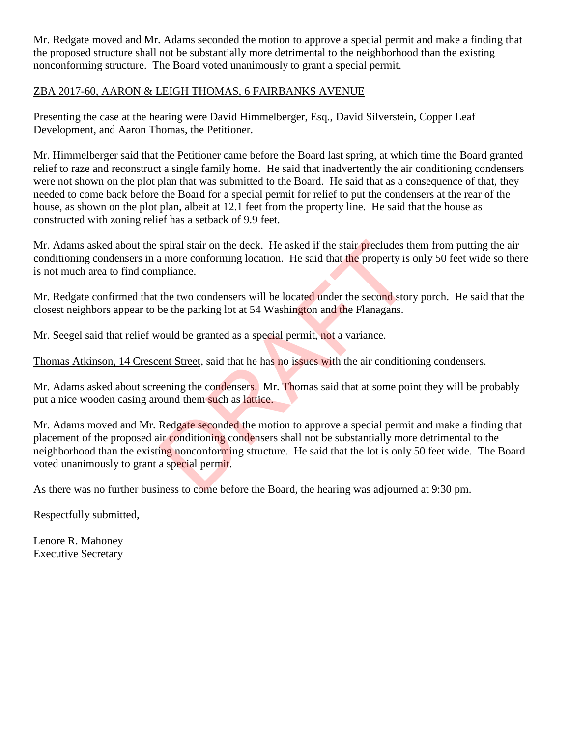Mr. Redgate moved and Mr. Adams seconded the motion to approve a special permit and make a finding that the proposed structure shall not be substantially more detrimental to the neighborhood than the existing nonconforming structure. The Board voted unanimously to grant a special permit.

<u>ZBA 2017-60, AARON & LEIGH THOMAS, 6 FAIRBANKS AVENUE</u>

Presenting the case at the hearing were David Himmelberger, Esq., David Silverstein, Copper Leaf Development, and Aaron Thomas, the Petitioner.

Mr. Himmelberger said that the Petitioner came before the Board last spring, at which time the Board granted relief to raze and reconstruct a single family home. He said that inadvertently the air conditioning condensers were not shown on the plot plan that was submitted to the Board. He said that as a consequence of that, they needed to come back before the Board for a special permit for relief to put the condensers at the rear of the house, as shown on the plot plan, albeit at 12.1 feet from the property line. He said that the house as constructed with zoning relief has a setback of 9.9 feet.

Mr. Adams asked about the spiral stair on the deck. He asked if the stair precludes them from putting the air conditioning condensers in a more conforming location. He said that the property is only 50 feet wide so there is not much area to find compliance.

Mr. Redgate confirmed that the two condensers will be located under the second story porch. He said that the closest neighbors appear to be the parking lot at 54 Washington and the Flanagans.

Mr. Seegel said that relief would be granted as a special permit, not a variance.

<u>Thomas Atkinson, 14 Crescent Street</u>, said that he has no issues with the air conditioning condensers.

Mr. Adams asked about screening the condensers. Mr. Thomas said that at some point they will be probably put a nice wooden casing around them such as lattice.

Mr. Adams moved and Mr. Redgate seconded the motion to approve a special permit and make a finding that placement of the proposed air conditioning condensers shall not be substantially more detrimental to the neighborhood than the existing nonconforming structure. He said that the lot is only 50 feet wide. The Board voted unanimously to grant a special permit.

As there was no further business to come before the Board, the hearing was adjourned at 9:30 pm.

Respectfully submitted,

Lenore R. Mahoney
Executive Secretary